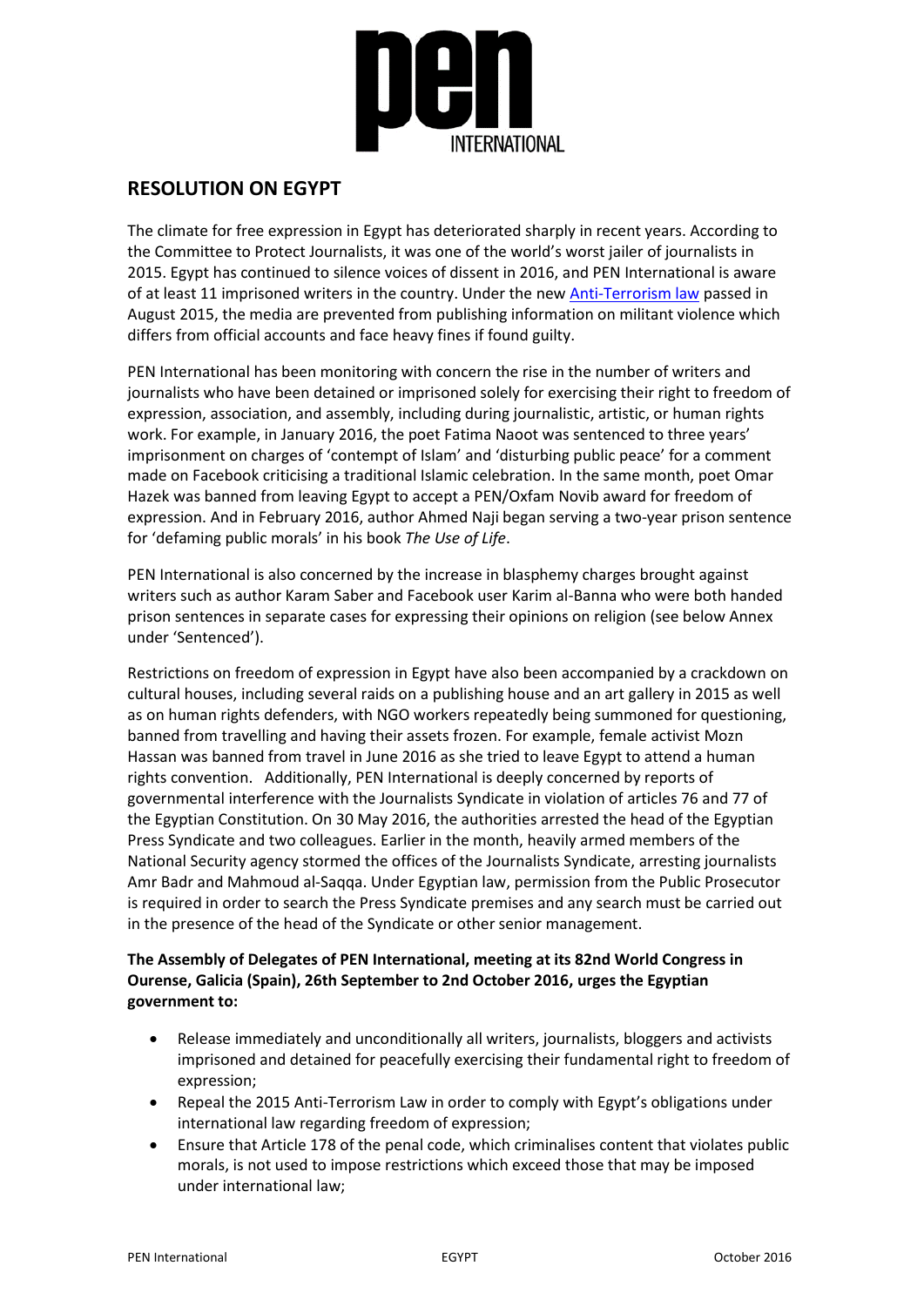# RESOLUTION ON EGYPT

The climate for free expression in Egypt has deteriorated sharply in recent years. According to the Committee to Protect Journalists, it was one of the world's worst jailer of journalists in 2015. Egypt has continued to silence voices of dissent in 2016, and PEN International is aware of at least 11 imprisoned writers in the country. Under the new Anti-Terrorism law passed in August 2015, the media are prevented from publishing information on militant violence which differs from official accounts and face heavy fines if found guilty.

PEN International has been monitoring with concern the rise in the number of writers and journalists who have been detained or imprisoned solely for exercising their right to freedom of expression, association, and assembly, including during journalistic, artistic, or human rights work. For example, in January 2016, the poet Fatima Naoot was sentenced to three years' imprisonment on charges of 'contempt of Islam' and 'disturbing public peace' for a comment made on Facebook criticising a traditional Islamic celebration. In the same month, poet Omar Hazek was banned from leaving Egypt to accept a PEN/Oxfam Novib award for freedom of expression. And in February 2016, author Ahmed Naji began serving a two-year prison sentence for 'defaming public morals' in his book *The Use of Life*.

PEN International is also concerned by the increase in blasphemy charges brought against writers such as author Karam Saber and Facebook user Karim al-Banna who were both handed prison sentences in separate cases for expressing their opinions on religion (see below Annex under 'Sentenced').

Restrictions on freedom of expression in Egypt have also been accompanied by a crackdown on cultural houses, including several raids on a publishing house and an art gallery in 2015 as well as on human rights defenders, with NGO workers repeatedly being summoned for questioning, banned from travelling and having their assets frozen. For example, female activist Mozn Hassan was banned from travel in June 2016 as she tried to leave Egypt to attend a human rights convention. Additionally, PEN International is deeply concerned by reports of governmental interference with the Journalists Syndicate in violation of articles 76 and 77 of the Egyptian Constitution. On 30 May 2016, the authorities arrested the head of the Egyptian Press Syndicate and two colleagues. Earlier in the month, heavily armed members of the National Security agency stormed the offices of the Journalists Syndicate, arresting journalists Amr Badr and Mahmoud al-Saqqa. Under Egyptian law, permission from the Public Prosecutor is required in order to search the Press Syndicate premises and any search must be carried out in the presence of the head of the Syndicate or other senior management.

**The Assembly of Delegates of PEN International, meeting at its 82nd World Congress in Ourense, Galicia (Spain), 26th September to 2nd October 2016, urges the Egyptian government to:**

- Release immediately and unconditionally all writers, journalists, bloggers and activists imprisoned and detained for peacefully exercising their fundamental right to freedom of expression;
- Repeal the 2015 Anti-Terrorism Law in order to comply with Egypt's obligations under international law regarding freedom of expression;
- Ensure that Article 178 of the penal code, which criminalises content that violates public morals, is not used to impose restrictions which exceed those that may be imposed under international law;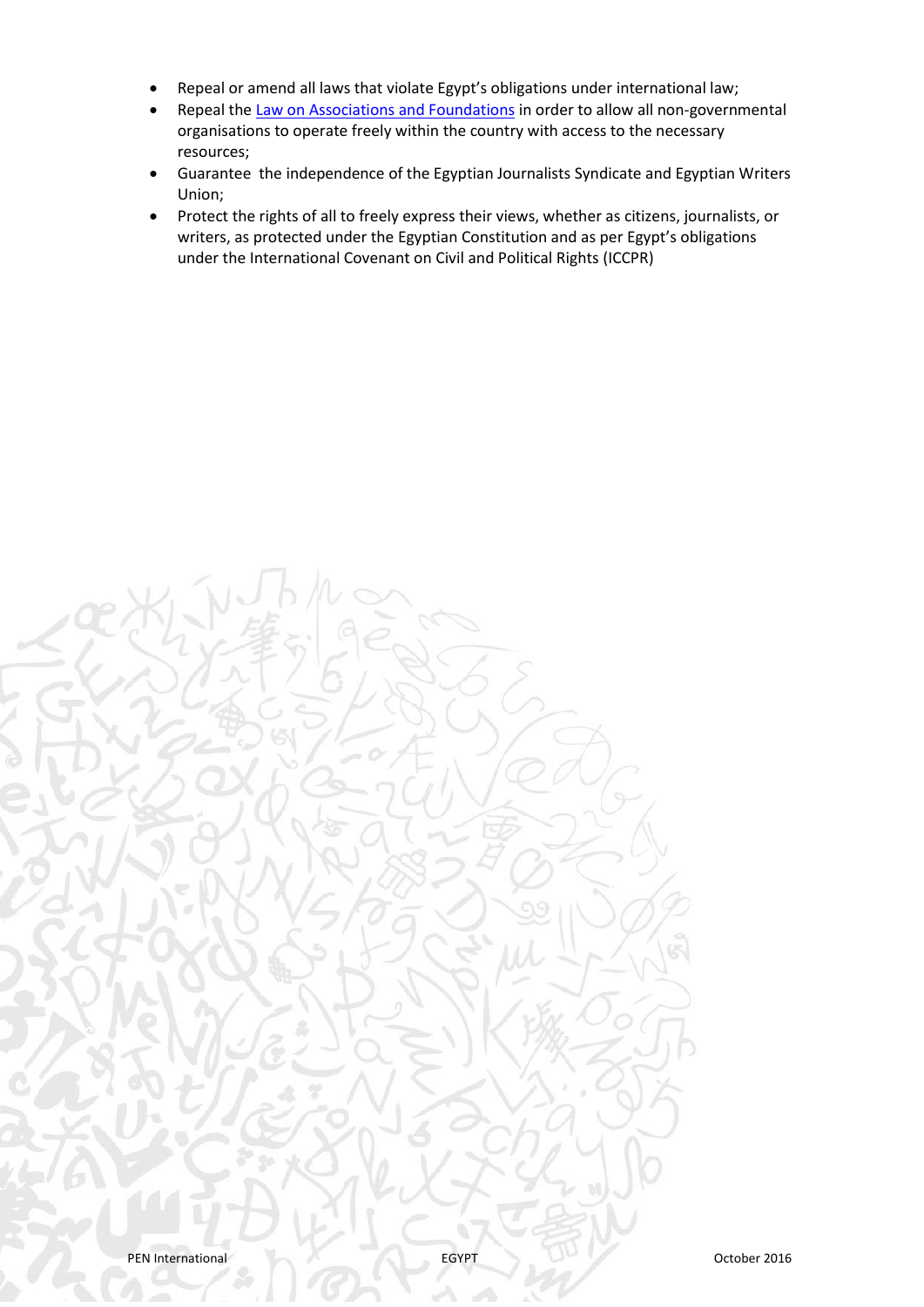- Repeal or amend all laws that violate Egypt's obligations under international law;
- Repeal the Law on Associations and Foundations in order to allow all non-governmental organisations to operate freely within the country with access to the necessary resources;
- Guarantee the independence of the Egyptian Journalists Syndicate and Egyptian Writers Union;
- Protect the rights of all to freely express their views, whether as citizens, journalists, or writers, as protected under the Egyptian Constitution and as per Egypt's obligations under the International Covenant on Civil and Political Rights (ICCPR)